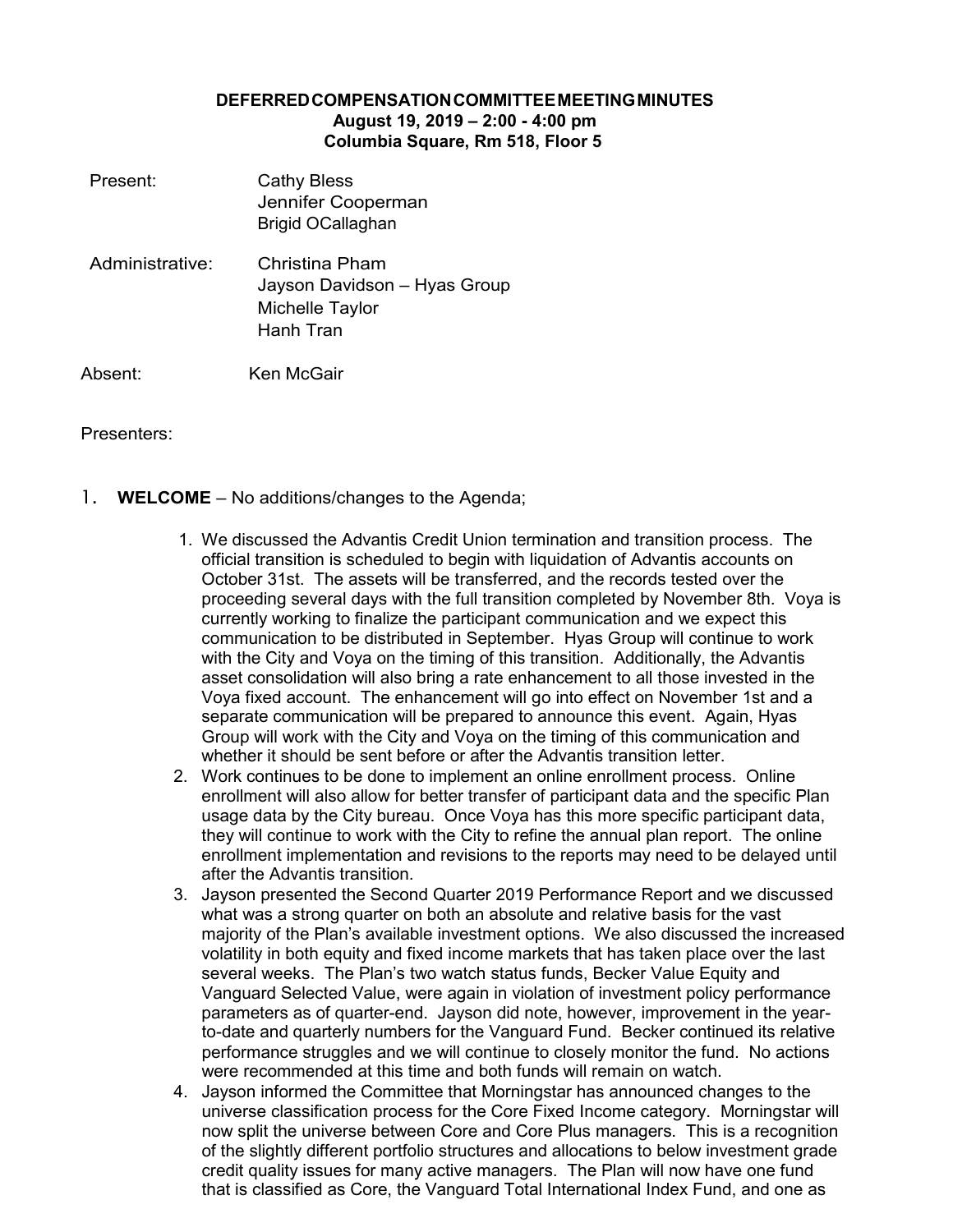# DEFERRED COMPENSATION COMMITTEE MEETING MINUTES

**August 19, 2019 – 2:00 - 4:00 pm**
**Columbia Square, Rm 518, Floor 5**

Present: Cathy Bless
Jennifer Cooperman
Brigid OCallaghan

Administrative: Christina Pham
Jayson Davidson – Hyas Group
Michelle Taylor
Hanh Tran

Absent: Ken McGair

Presenters:

1. **WELCOME** – No additions/changes to the Agenda;

   1. We discussed the Advantis Credit Union termination and transition process. The official transition is scheduled to begin with liquidation of Advantis accounts on October 31st. The assets will be transferred, and the records tested over the proceeding several days with the full transition completed by November 8th. Voya is currently working to finalize the participant communication and we expect this communication to be distributed in September. Hyas Group will continue to work with the City and Voya on the timing of this transition. Additionally, the Advantis asset consolidation will also bring a rate enhancement to all those invested in the Voya fixed account. The enhancement will go into effect on November 1st and a separate communication will be prepared to announce this event. Again, Hyas Group will work with the City and Voya on the timing of this communication and whether it should be sent before or after the Advantis transition letter.
   2. Work continues to be done to implement an online enrollment process. Online enrollment will also allow for better transfer of participant data and the specific Plan usage data by the City bureau. Once Voya has this more specific participant data, they will continue to work with the City to refine the annual plan report. The online enrollment implementation and revisions to the reports may need to be delayed until after the Advantis transition.
   3. Jayson presented the Second Quarter 2019 Performance Report and we discussed what was a strong quarter on both an absolute and relative basis for the vast majority of the Plan's available investment options. We also discussed the increased volatility in both equity and fixed income markets that has taken place over the last several weeks. The Plan's two watch status funds, Becker Value Equity and Vanguard Selected Value, were again in violation of investment policy performance parameters as of quarter-end. Jayson did note, however, improvement in the year-to-date and quarterly numbers for the Vanguard Fund. Becker continued its relative performance struggles and we will continue to closely monitor the fund. No actions were recommended at this time and both funds will remain on watch.
   4. Jayson informed the Committee that Morningstar has announced changes to the universe classification process for the Core Fixed Income category. Morningstar will now split the universe between Core and Core Plus managers. This is a recognition of the slightly different portfolio structures and allocations to below investment grade credit quality issues for many active managers. The Plan will now have one fund that is classified as Core, the Vanguard Total International Index Fund, and one as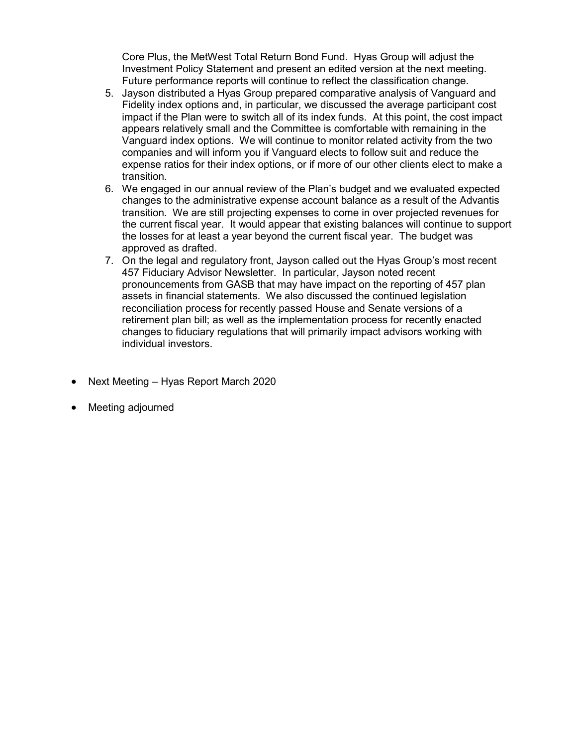Core Plus, the MetWest Total Return Bond Fund. Hyas Group will adjust the Investment Policy Statement and present an edited version at the next meeting. Future performance reports will continue to reflect the classification change.

5. Jayson distributed a Hyas Group prepared comparative analysis of Vanguard and Fidelity index options and, in particular, we discussed the average participant cost impact if the Plan were to switch all of its index funds. At this point, the cost impact appears relatively small and the Committee is comfortable with remaining in the Vanguard index options. We will continue to monitor related activity from the two companies and will inform you if Vanguard elects to follow suit and reduce the expense ratios for their index options, or if more of our other clients elect to make a transition.
6. We engaged in our annual review of the Plan's budget and we evaluated expected changes to the administrative expense account balance as a result of the Advantis transition. We are still projecting expenses to come in over projected revenues for the current fiscal year. It would appear that existing balances will continue to support the losses for at least a year beyond the current fiscal year. The budget was approved as drafted.
7. On the legal and regulatory front, Jayson called out the Hyas Group's most recent 457 Fiduciary Advisor Newsletter. In particular, Jayson noted recent pronouncements from GASB that may have impact on the reporting of 457 plan assets in financial statements. We also discussed the continued legislation reconciliation process for recently passed House and Senate versions of a retirement plan bill; as well as the implementation process for recently enacted changes to fiduciary regulations that will primarily impact advisors working with individual investors.

- Next Meeting – Hyas Report March 2020
- Meeting adjourned